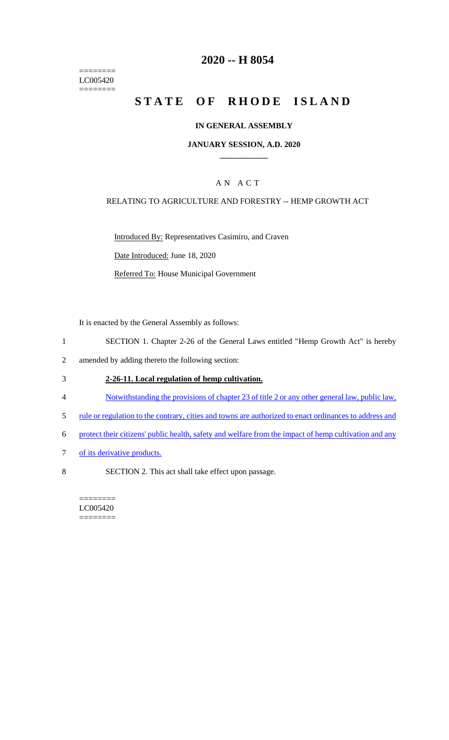========
LC005420
========

# 2020 -- H 8054

# STATE OF RHODE ISLAND

## IN GENERAL ASSEMBLY

### JANUARY SESSION, A.D. 2020

____________

A N A C T

RELATING TO AGRICULTURE AND FORESTRY -- HEMP GROWTH ACT

Introduced By: Representatives Casimiro, and Craven

Date Introduced: June 18, 2020

Referred To: House Municipal Government

It is enacted by the General Assembly as follows:

1 SECTION 1. Chapter 2-26 of the General Laws entitled "Hemp Growth Act" is hereby

2 amended by adding thereto the following section:

3 **2-26-11. Local regulation of hemp cultivation.**

4 Notwithstanding the provisions of chapter 23 of title 2 or any other general law, public law,

5 rule or regulation to the contrary, cities and towns are authorized to enact ordinances to address and

6 protect their citizens' public health, safety and welfare from the impact of hemp cultivation and any

7 of its derivative products.

8 SECTION 2. This act shall take effect upon passage.

========
LC005420
========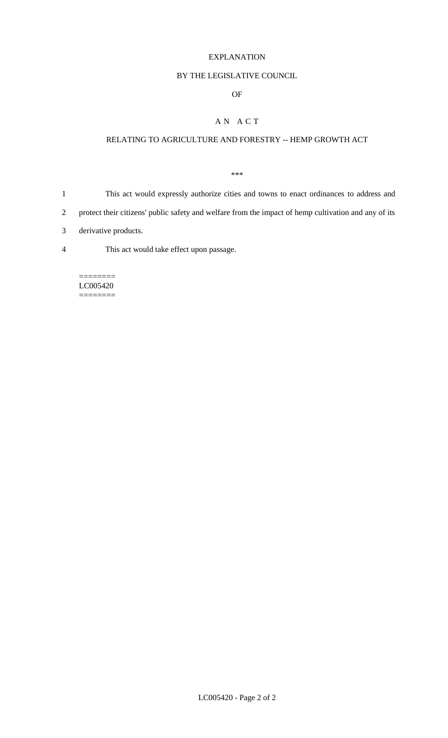EXPLANATION

BY THE LEGISLATIVE COUNCIL

OF

A N A C T

RELATING TO AGRICULTURE AND FORESTRY -- HEMP GROWTH ACT

\*\*\*

This act would expressly authorize cities and towns to enact ordinances to address and protect their citizens' public safety and welfare from the impact of hemp cultivation and any of its derivative products.

This act would take effect upon passage.

========
LC005420
========